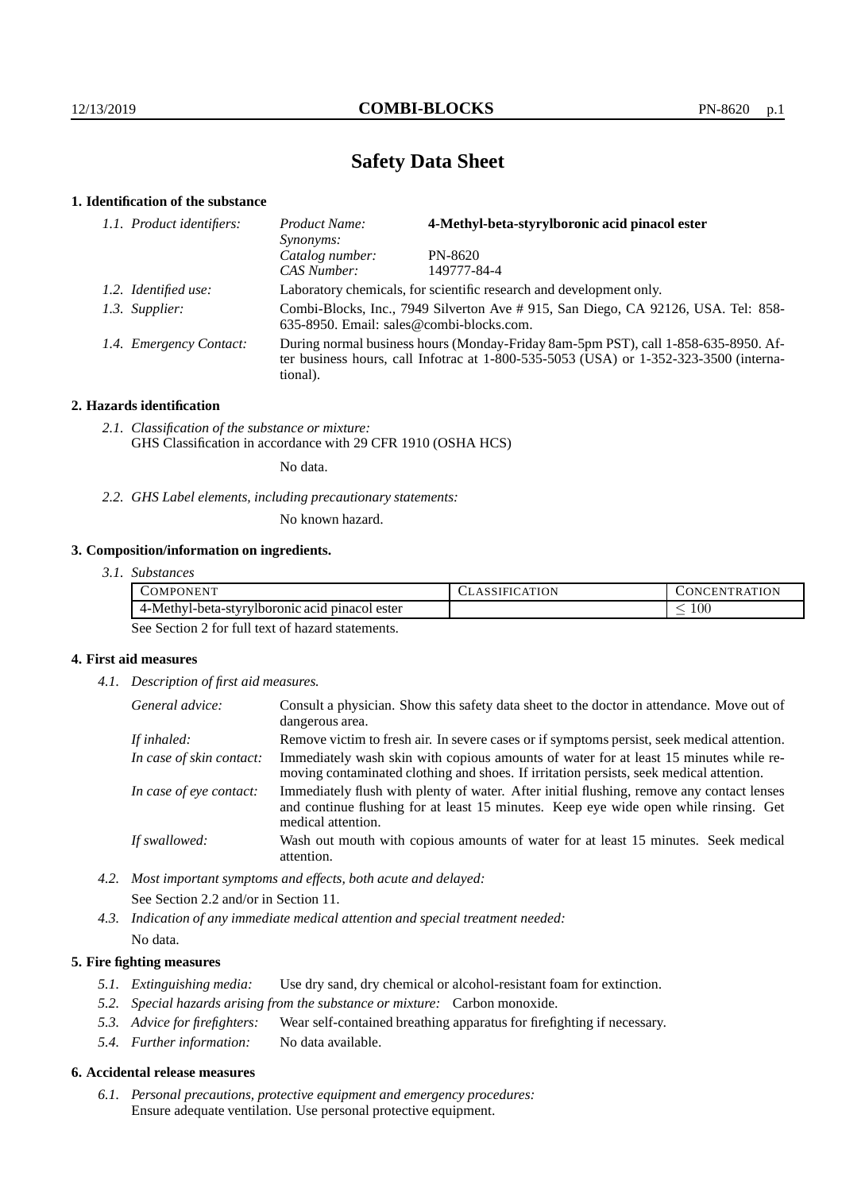# Safety Data Sheet

## 1. Identification of the substance

| 1.1. Product identifiers: | Product Name: | **4-Methyl-beta-styrylboronic acid pinacol ester** |
|---|---|---|
| | Synonyms: | |
| | Catalog number: | PN-8620 |
| | CAS Number: | 149777-84-4 |
| 1.2. Identified use: | Laboratory chemicals, for scientific research and development only. | |
| 1.3. Supplier: | Combi-Blocks, Inc., 7949 Silverton Ave # 915, San Diego, CA 92126, USA. Tel: 858-635-8950. Email: sales@combi-blocks.com. | |
| 1.4. Emergency Contact: | During normal business hours (Monday-Friday 8am-5pm PST), call 1-858-635-8950. After business hours, call Infotrac at 1-800-535-5053 (USA) or 1-352-323-3500 (international). | |

## 2. Hazards identification

*2.1. Classification of the substance or mixture:*
GHS Classification in accordance with 29 CFR 1910 (OSHA HCS)

No data.

*2.2. GHS Label elements, including precautionary statements:*

No known hazard.

## 3. Composition/information on ingredients.

*3.1. Substances*

| COMPONENT | CLASSIFICATION | CONCENTRATION |
|---|---|---|
| 4-Methyl-beta-styrylboronic acid pinacol ester | | $\leq 100$ |

See Section 2 for full text of hazard statements.

## 4. First aid measures

*4.1. Description of first aid measures.*

| | |
|---|---|
| *General advice:* | Consult a physician. Show this safety data sheet to the doctor in attendance. Move out of dangerous area. |
| *If inhaled:* | Remove victim to fresh air. In severe cases or if symptoms persist, seek medical attention. |
| *In case of skin contact:* | Immediately wash skin with copious amounts of water for at least 15 minutes while removing contaminated clothing and shoes. If irritation persists, seek medical attention. |
| *In case of eye contact:* | Immediately flush with plenty of water. After initial flushing, remove any contact lenses and continue flushing for at least 15 minutes. Keep eye wide open while rinsing. Get medical attention. |
| *If swallowed:* | Wash out mouth with copious amounts of water for at least 15 minutes. Seek medical attention. |

*4.2. Most important symptoms and effects, both acute and delayed:*
See Section 2.2 and/or in Section 11.

*4.3. Indication of any immediate medical attention and special treatment needed:*
No data.

## 5. Fire fighting measures

*5.1. Extinguishing media:* Use dry sand, dry chemical or alcohol-resistant foam for extinction.

*5.2. Special hazards arising from the substance or mixture:* Carbon monoxide.

*5.3. Advice for firefighters:* Wear self-contained breathing apparatus for firefighting if necessary.

*5.4. Further information:* No data available.

## 6. Accidental release measures

*6.1. Personal precautions, protective equipment and emergency procedures:*
Ensure adequate ventilation. Use personal protective equipment.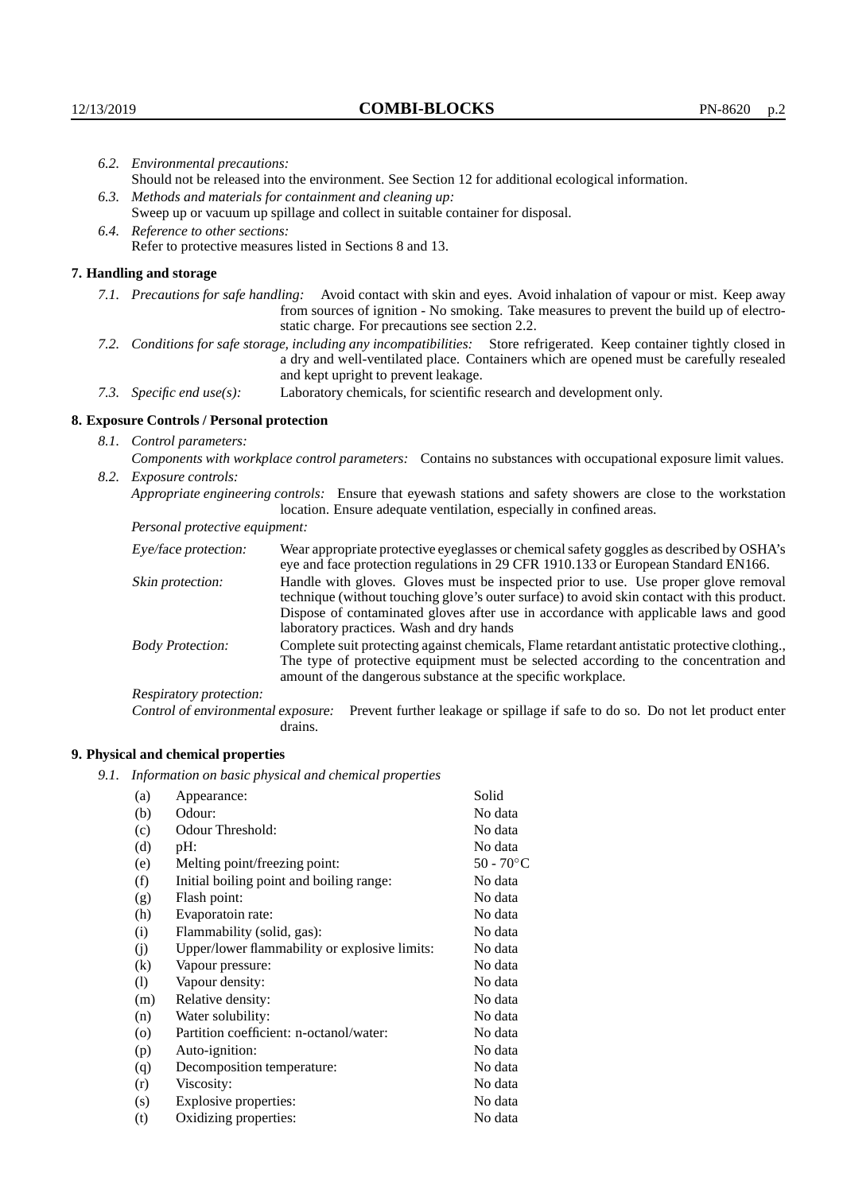*6.2. Environmental precautions:*
Should not be released into the environment. See Section 12 for additional ecological information.

*6.3. Methods and materials for containment and cleaning up:*
Sweep up or vacuum up spillage and collect in suitable container for disposal.

*6.4. Reference to other sections:*
Refer to protective measures listed in Sections 8 and 13.

## 7. Handling and storage

*7.1. Precautions for safe handling:* Avoid contact with skin and eyes. Avoid inhalation of vapour or mist. Keep away from sources of ignition - No smoking. Take measures to prevent the build up of electrostatic charge. For precautions see section 2.2.

*7.2. Conditions for safe storage, including any incompatibilities:* Store refrigerated. Keep container tightly closed in a dry and well-ventilated place. Containers which are opened must be carefully resealed and kept upright to prevent leakage.

*7.3. Specific end use(s):* Laboratory chemicals, for scientific research and development only.

## 8. Exposure Controls / Personal protection

*8.1. Control parameters:*

*Components with workplace control parameters:* Contains no substances with occupational exposure limit values.

*8.2. Exposure controls:*

*Appropriate engineering controls:* Ensure that eyewash stations and safety showers are close to the workstation location. Ensure adequate ventilation, especially in confined areas.

*Personal protective equipment:*

*Eye/face protection:* Wear appropriate protective eyeglasses or chemical safety goggles as described by OSHA's eye and face protection regulations in 29 CFR 1910.133 or European Standard EN166.

*Skin protection:* Handle with gloves. Gloves must be inspected prior to use. Use proper glove removal technique (without touching glove's outer surface) to avoid skin contact with this product. Dispose of contaminated gloves after use in accordance with applicable laws and good laboratory practices. Wash and dry hands

*Body Protection:* Complete suit protecting against chemicals, Flame retardant antistatic protective clothing., The type of protective equipment must be selected according to the concentration and amount of the dangerous substance at the specific workplace.

*Respiratory protection:*

*Control of environmental exposure:* Prevent further leakage or spillage if safe to do so. Do not let product enter drains.

## 9. Physical and chemical properties

*9.1. Information on basic physical and chemical properties*

| | | |
|---|---|---|
| (a) | Appearance: | Solid |
| (b) | Odour: | No data |
| (c) | Odour Threshold: | No data |
| (d) | pH: | No data |
| (e) | Melting point/freezing point: | 50 - 70°C |
| (f) | Initial boiling point and boiling range: | No data |
| (g) | Flash point: | No data |
| (h) | Evaporatoin rate: | No data |
| (i) | Flammability (solid, gas): | No data |
| (j) | Upper/lower flammability or explosive limits: | No data |
| (k) | Vapour pressure: | No data |
| (l) | Vapour density: | No data |
| (m) | Relative density: | No data |
| (n) | Water solubility: | No data |
| (o) | Partition coefficient: n-octanol/water: | No data |
| (p) | Auto-ignition: | No data |
| (q) | Decomposition temperature: | No data |
| (r) | Viscosity: | No data |
| (s) | Explosive properties: | No data |
| (t) | Oxidizing properties: | No data |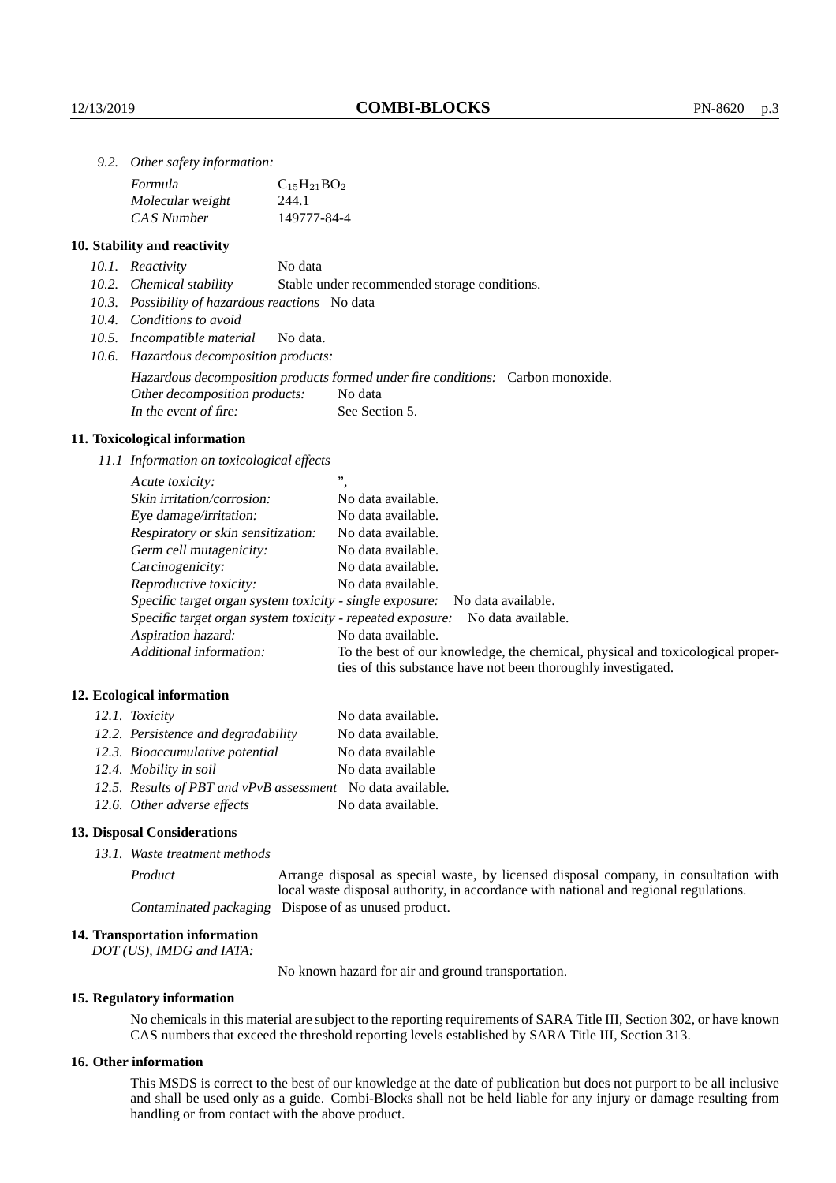*9.2. Other safety information:*

| | |
|---|---|
| *Formula* | $C_{15}H_{21}BO_2$ |
| *Molecular weight* | 244.1 |
| *CAS Number* | 149777-84-4 |

### 10. Stability and reactivity

*10.1. Reactivity* No data

*10.2. Chemical stability* Stable under recommended storage conditions.

*10.3. Possibility of hazardous reactions* No data

*10.4. Conditions to avoid*

*10.5. Incompatible material* No data.

*10.6. Hazardous decomposition products:*

*Hazardous decomposition products formed under fire conditions:* Carbon monoxide.

*Other decomposition products:* No data

*In the event of fire:* See Section 5.

### 11. Toxicological information

*11.1 Information on toxicological effects*

| | |
|---|---|
| *Acute toxicity:* | ”, |
| *Skin irritation/corrosion:* | No data available. |
| *Eye damage/irritation:* | No data available. |
| *Respiratory or skin sensitization:* | No data available. |
| *Germ cell mutagenicity:* | No data available. |
| *Carcinogenicity:* | No data available. |
| *Reproductive toxicity:* | No data available. |
| *Specific target organ system toxicity - single exposure:* | No data available. |
| *Specific target organ system toxicity - repeated exposure:* | No data available. |
| *Aspiration hazard:* | No data available. |
| *Additional information:* | To the best of our knowledge, the chemical, physical and toxicological properties of this substance have not been thoroughly investigated. |

### 12. Ecological information

| | |
|---|---|
| *12.1. Toxicity* | No data available. |
| *12.2. Persistence and degradability* | No data available. |
| *12.3. Bioaccumulative potential* | No data available |
| *12.4. Mobility in soil* | No data available |
| *12.5. Results of PBT and vPvB assessment* | No data available. |
| *12.6. Other adverse effects* | No data available. |

### 13. Disposal Considerations

*13.1. Waste treatment methods*

*Product* Arrange disposal as special waste, by licensed disposal company, in consultation with local waste disposal authority, in accordance with national and regional regulations.

*Contaminated packaging* Dispose of as unused product.

### 14. Transportation information

*DOT (US), IMDG and IATA:*

No known hazard for air and ground transportation.

### 15. Regulatory information

No chemicals in this material are subject to the reporting requirements of SARA Title III, Section 302, or have known CAS numbers that exceed the threshold reporting levels established by SARA Title III, Section 313.

### 16. Other information

This MSDS is correct to the best of our knowledge at the date of publication but does not purport to be all inclusive and shall be used only as a guide. Combi-Blocks shall not be held liable for any injury or damage resulting from handling or from contact with the above product.